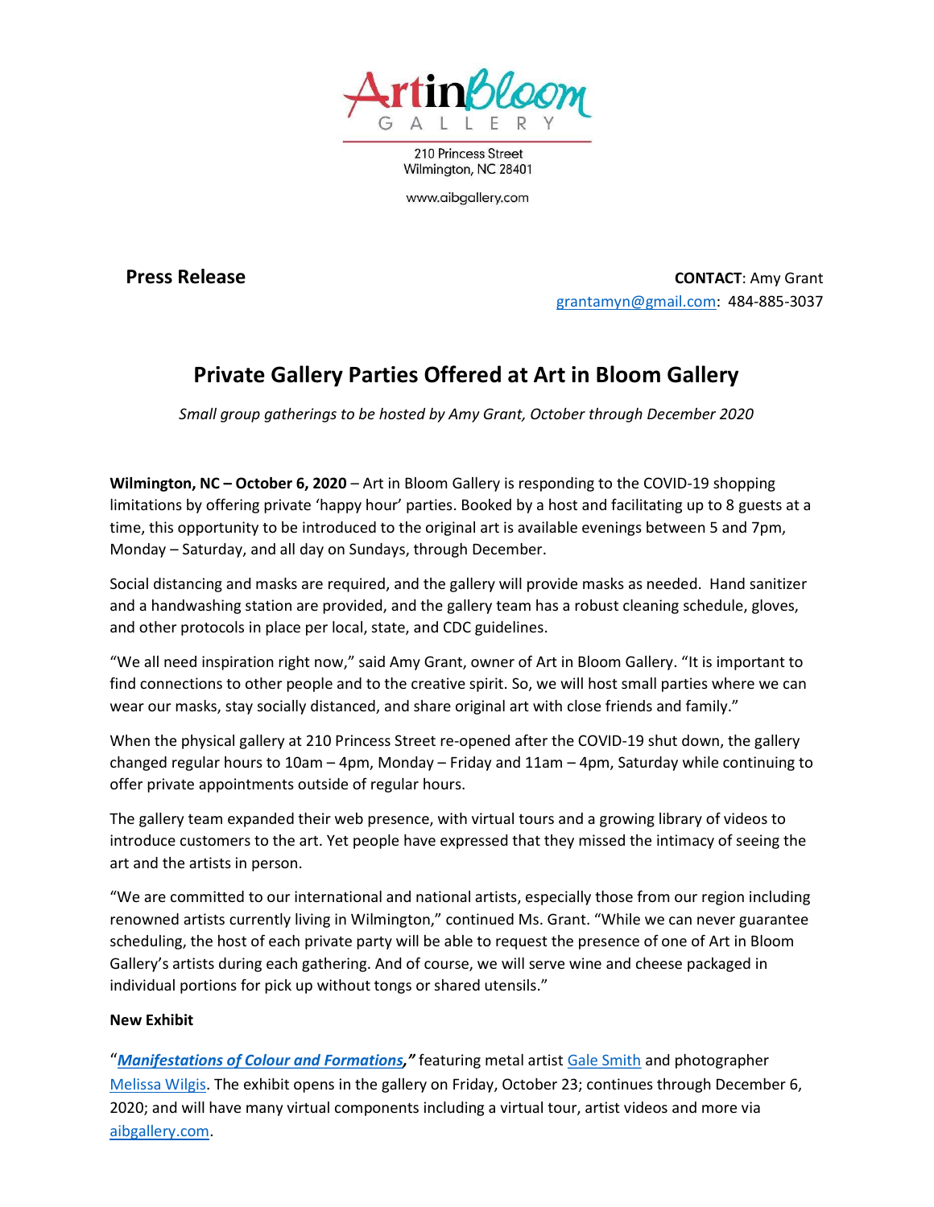ArtinBloom GALLERY

210 Princess Street
Wilmington, NC 28401

www.aibgallery.com

**Press Release**

**CONTACT**: Amy Grant
grantamyn@gmail.com: 484-885-3037

# Private Gallery Parties Offered at Art in Bloom Gallery

*Small group gatherings to be hosted by Amy Grant, October through December 2020*

**Wilmington, NC – October 6, 2020** – Art in Bloom Gallery is responding to the COVID-19 shopping limitations by offering private 'happy hour' parties. Booked by a host and facilitating up to 8 guests at a time, this opportunity to be introduced to the original art is available evenings between 5 and 7pm, Monday – Saturday, and all day on Sundays, through December.

Social distancing and masks are required, and the gallery will provide masks as needed. Hand sanitizer and a handwashing station are provided, and the gallery team has a robust cleaning schedule, gloves, and other protocols in place per local, state, and CDC guidelines.

"We all need inspiration right now," said Amy Grant, owner of Art in Bloom Gallery. "It is important to find connections to other people and to the creative spirit. So, we will host small parties where we can wear our masks, stay socially distanced, and share original art with close friends and family."

When the physical gallery at 210 Princess Street re-opened after the COVID-19 shut down, the gallery changed regular hours to 10am – 4pm, Monday – Friday and 11am – 4pm, Saturday while continuing to offer private appointments outside of regular hours.

The gallery team expanded their web presence, with virtual tours and a growing library of videos to introduce customers to the art. Yet people have expressed that they missed the intimacy of seeing the art and the artists in person.

"We are committed to our international and national artists, especially those from our region including renowned artists currently living in Wilmington," continued Ms. Grant. "While we can never guarantee scheduling, the host of each private party will be able to request the presence of one of Art in Bloom Gallery's artists during each gathering. And of course, we will serve wine and cheese packaged in individual portions for pick up without tongs or shared utensils."

**New Exhibit**

"***Manifestations of Colour and Formations*,"** featuring metal artist Gale Smith and photographer Melissa Wilgis. The exhibit opens in the gallery on Friday, October 23; continues through December 6, 2020; and will have many virtual components including a virtual tour, artist videos and more via aibgallery.com.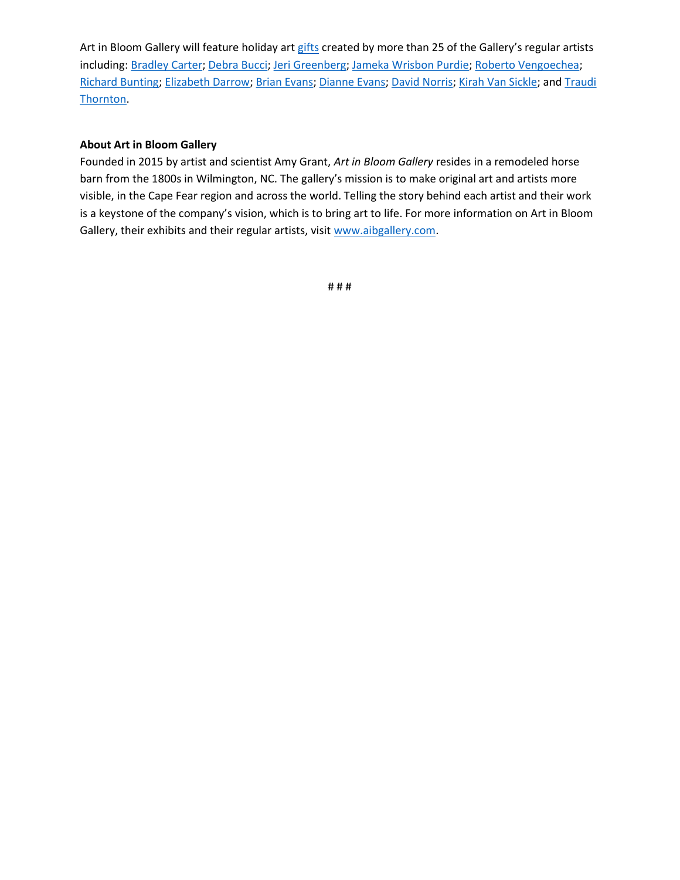Art in Bloom Gallery will feature holiday art gifts created by more than 25 of the Gallery's regular artists including: Bradley Carter; Debra Bucci; Jeri Greenberg; Jameka Wrisbon Purdie; Roberto Vengoechea; Richard Bunting; Elizabeth Darrow; Brian Evans; Dianne Evans; David Norris; Kirah Van Sickle; and Traudi Thornton.

**About Art in Bloom Gallery**

Founded in 2015 by artist and scientist Amy Grant, *Art in Bloom Gallery* resides in a remodeled horse barn from the 1800s in Wilmington, NC. The gallery's mission is to make original art and artists more visible, in the Cape Fear region and across the world. Telling the story behind each artist and their work is a keystone of the company's vision, which is to bring art to life. For more information on Art in Bloom Gallery, their exhibits and their regular artists, visit www.aibgallery.com.

# # #